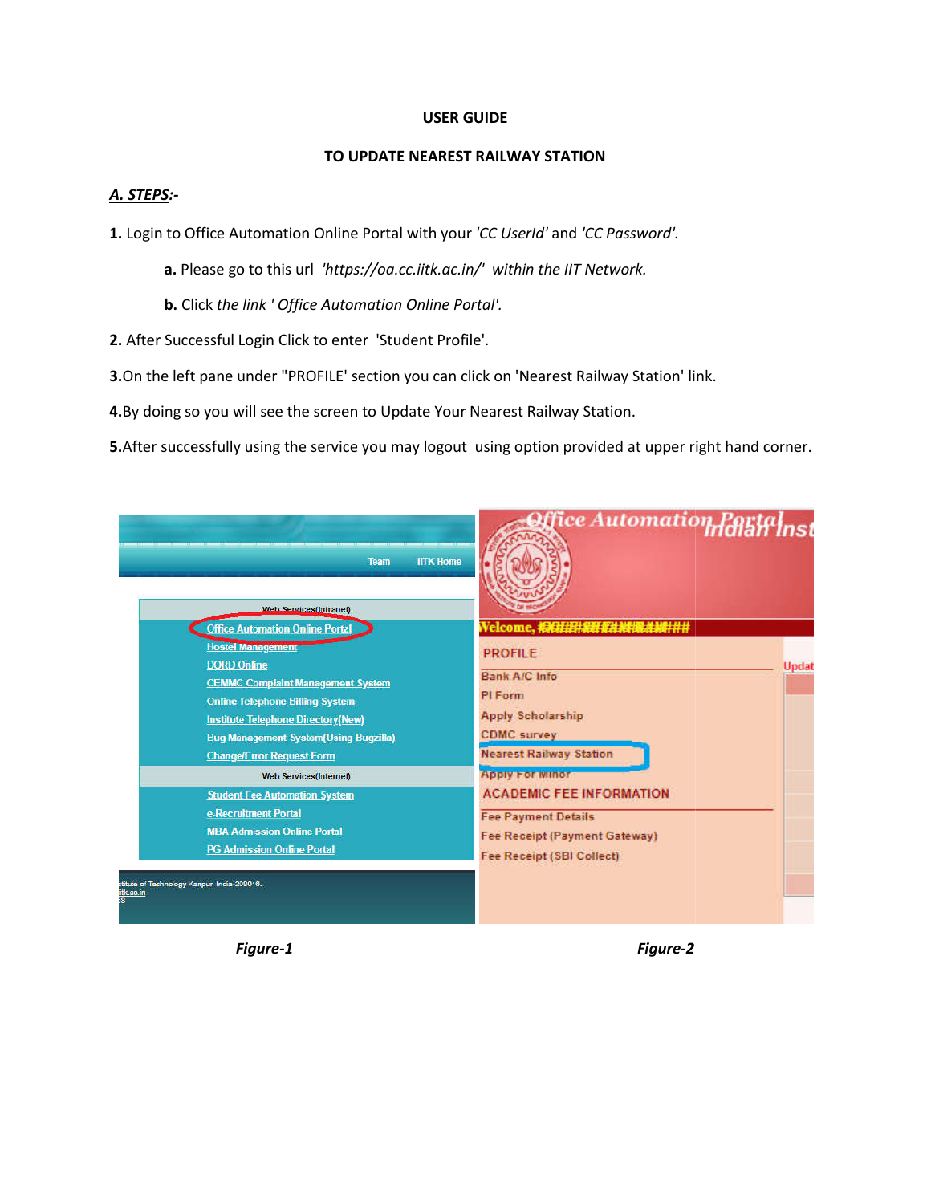**USER GUIDE**

**TO UPDATE NEAREST RAILWAY STATION**

***A. STEPS:-***

**1.** Login to Office Automation Online Portal with your *'CC UserId'* and *'CC Password'.*

> **a.** Please go to this url *'https://oa.cc.iitk.ac.in/' within the IIT Network.*
>
> **b.** Click *the link ' Office Automation Online Portal'.*

**2.** After Successful Login Click to enter 'Student Profile'.

**3.**On the left pane under "PROFILE' section you can click on 'Nearest Railway Station' link.

**4.**By doing so you will see the screen to Update Your Nearest Railway Station.

**5.**After successfully using the service you may logout using option provided at upper right hand corner.

***Figure-1***

***Figure-2***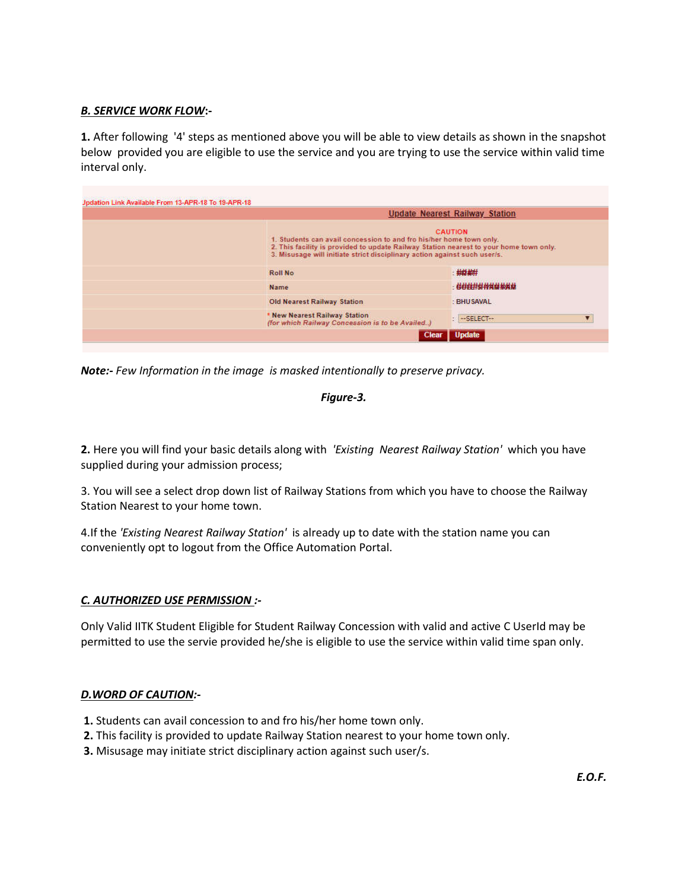***B. SERVICE WORK FLOW*:-**

**1.** After following '4' steps as mentioned above you will be able to view details as shown in the snapshot below provided you are eligible to use the service and you are trying to use the service within valid time interval only.

Jpdation Link Available From 13-APR-18 To 19-APR-18

Update Nearest Railway Station

CAUTION
1. Students can avail concession to and fro his/her home town only.
2. This facility is provided to update Railway Station nearest to your home town only.
3. Misusage will initiate strict disciplinary action against such user/s.

| | |
|---|---|
| Roll No | : ##### |
| Name | : ############ |
| Old Nearest Railway Station | : BHUSAVAL |
| * New Nearest Railway Station (for which Railway Concession is to be Availed..) | : --SELECT-- |

Clear Update

***Note:-*** *Few Information in the image is masked intentionally to preserve privacy.*

***Figure-3.***

**2.** Here you will find your basic details along with *'Existing Nearest Railway Station'* which you have supplied during your admission process;

3. You will see a select drop down list of Railway Stations from which you have to choose the Railway Station Nearest to your home town.

4.If the *'Existing Nearest Railway Station'* is already up to date with the station name you can conveniently opt to logout from the Office Automation Portal.

***C. AUTHORIZED USE PERMISSION* :-**

Only Valid IITK Student Eligible for Student Railway Concession with valid and active C UserId may be permitted to use the servie provided he/she is eligible to use the service within valid time span only.

***D.WORD OF CAUTION*:-**

**1.** Students can avail concession to and fro his/her home town only.
**2.** This facility is provided to update Railway Station nearest to your home town only.
**3.** Misusage may initiate strict disciplinary action against such user/s.

***E.O.F.***